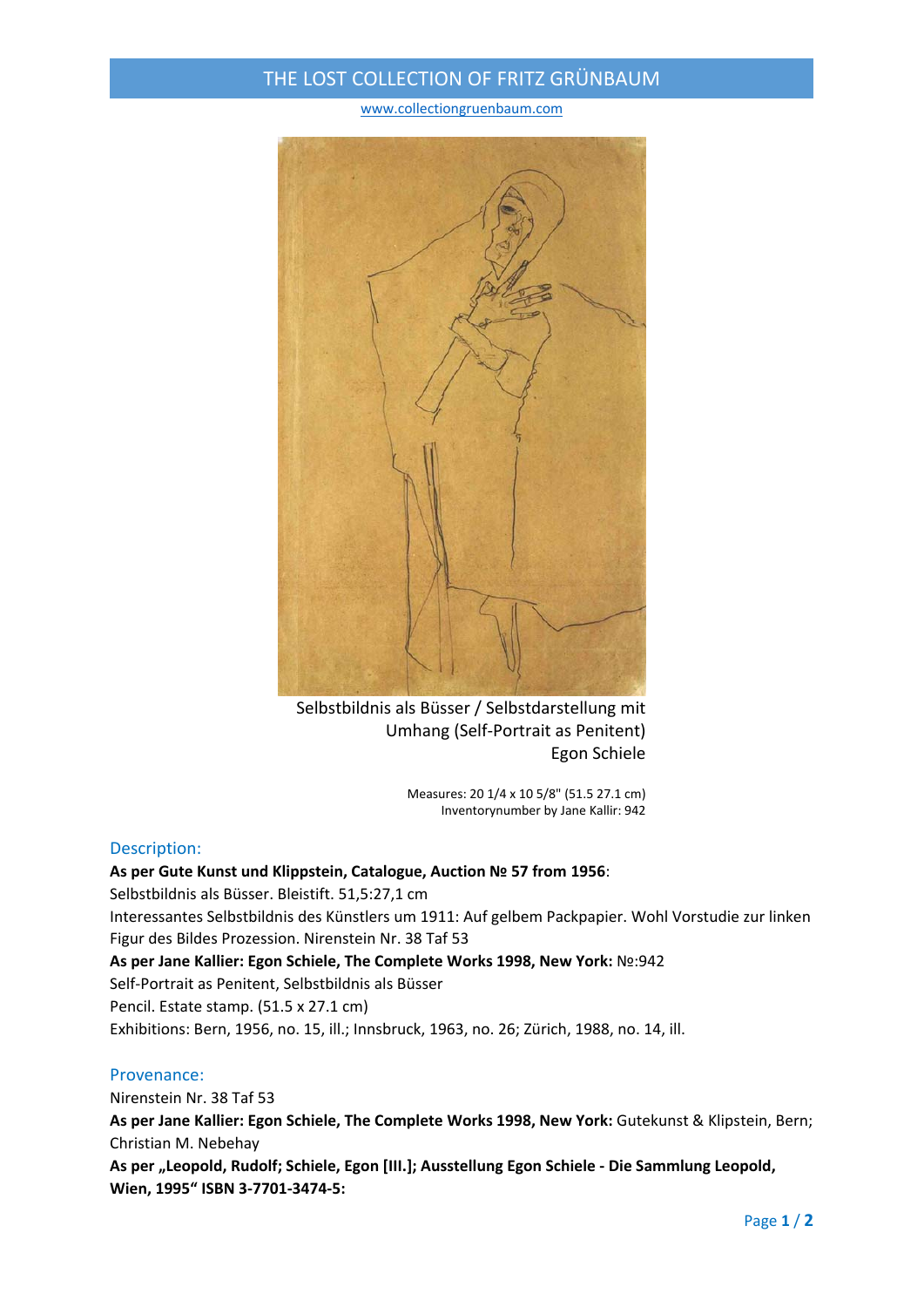# THE LOST COLLECTION OF FRITZ GRÜNBAUM

www.collectiongruenbaum.com

Selbstbildnis als Büsser / Selbstdarstellung mit Umhang (Self-Portrait as Penitent)
Egon Schiele

Measures: 20 1/4 x 10 5/8" (51.5 27.1 cm)
Inventorynumber by Jane Kallir: 942

## Description:

**As per Gute Kunst und Klippstein, Catalogue, Auction № 57 from 1956**:
Selbstbildnis als Büsser. Bleistift. 51,5:27,1 cm
Interessantes Selbstbildnis des Künstlers um 1911: Auf gelbem Packpapier. Wohl Vorstudie zur linken Figur des Bildes Prozession. Nirenstein Nr. 38 Taf 53

**As per Jane Kallier: Egon Schiele, The Complete Works 1998, New York:** №:942
Self-Portrait as Penitent, Selbstbildnis als Büsser
Pencil. Estate stamp. (51.5 x 27.1 cm)
Exhibitions: Bern, 1956, no. 15, ill.; Innsbruck, 1963, no. 26; Zürich, 1988, no. 14, ill.

## Provenance:

Nirenstein Nr. 38 Taf 53
**As per Jane Kallier: Egon Schiele, The Complete Works 1998, New York:** Gutekunst & Klipstein, Bern; Christian M. Nebehay
**As per „Leopold, Rudolf; Schiele, Egon [III.]; Ausstellung Egon Schiele - Die Sammlung Leopold, Wien, 1995“ ISBN 3-7701-3474-5:**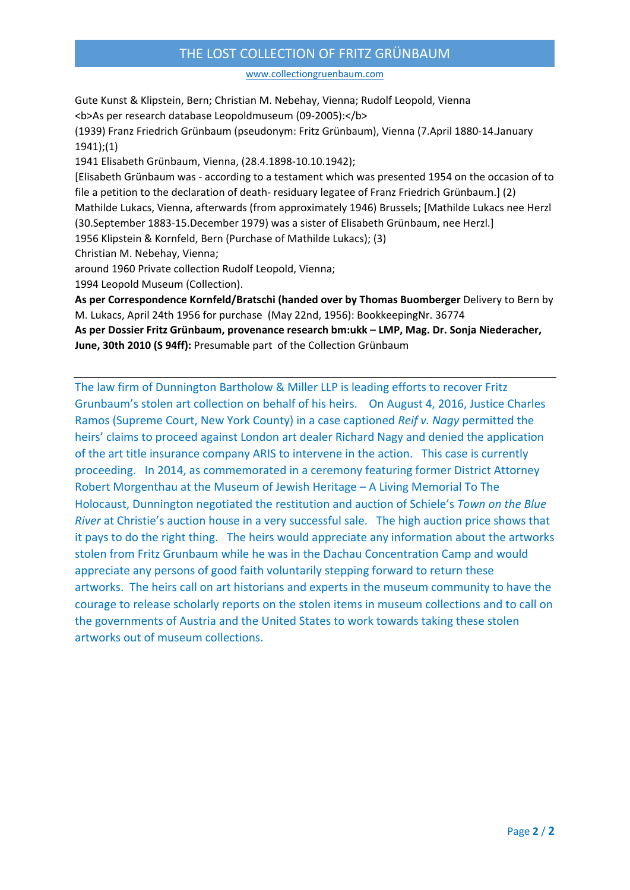Gute Kunst & Klipstein, Bern; Christian M. Nebehay, Vienna; Rudolf Leopold, Vienna
<b>As per research database Leopoldmuseum (09-2005):</b>
(1939) Franz Friedrich Grünbaum (pseudonym: Fritz Grünbaum), Vienna (7.April 1880-14.January 1941);(1)
1941 Elisabeth Grünbaum, Vienna, (28.4.1898-10.10.1942);
[Elisabeth Grünbaum was - according to a testament which was presented 1954 on the occasion of to file a petition to the declaration of death- residuary legatee of Franz Friedrich Grünbaum.] (2)
Mathilde Lukacs, Vienna, afterwards (from approximately 1946) Brussels; [Mathilde Lukacs nee Herzl (30.September 1883-15.December 1979) was a sister of Elisabeth Grünbaum, nee Herzl.]
1956 Klipstein & Kornfeld, Bern (Purchase of Mathilde Lukacs); (3)
Christian M. Nebehay, Vienna;
around 1960 Private collection Rudolf Leopold, Vienna;
1994 Leopold Museum (Collection).
**As per Correspondence Kornfeld/Bratschi (handed over by Thomas Buomberger** Delivery to Bern by M. Lukacs, April 24th 1956 for purchase (May 22nd, 1956): BookkeepingNr. 36774
**As per Dossier Fritz Grünbaum, provenance research bm:ukk – LMP, Mag. Dr. Sonja Niederacher, June, 30th 2010 (S 94ff):** Presumable part of the Collection Grünbaum

---

The law firm of Dunnington Bartholow & Miller LLP is leading efforts to recover Fritz Grunbaum's stolen art collection on behalf of his heirs. On August 4, 2016, Justice Charles Ramos (Supreme Court, New York County) in a case captioned *Reif v. Nagy* permitted the heirs' claims to proceed against London art dealer Richard Nagy and denied the application of the art title insurance company ARIS to intervene in the action. This case is currently proceeding. In 2014, as commemorated in a ceremony featuring former District Attorney Robert Morgenthau at the Museum of Jewish Heritage – A Living Memorial To The Holocaust, Dunnington negotiated the restitution and auction of Schiele's *Town on the Blue River* at Christie's auction house in a very successful sale. The high auction price shows that it pays to do the right thing. The heirs would appreciate any information about the artworks stolen from Fritz Grunbaum while he was in the Dachau Concentration Camp and would appreciate any persons of good faith voluntarily stepping forward to return these artworks. The heirs call on art historians and experts in the museum community to have the courage to release scholarly reports on the stolen items in museum collections and to call on the governments of Austria and the United States to work towards taking these stolen artworks out of museum collections.